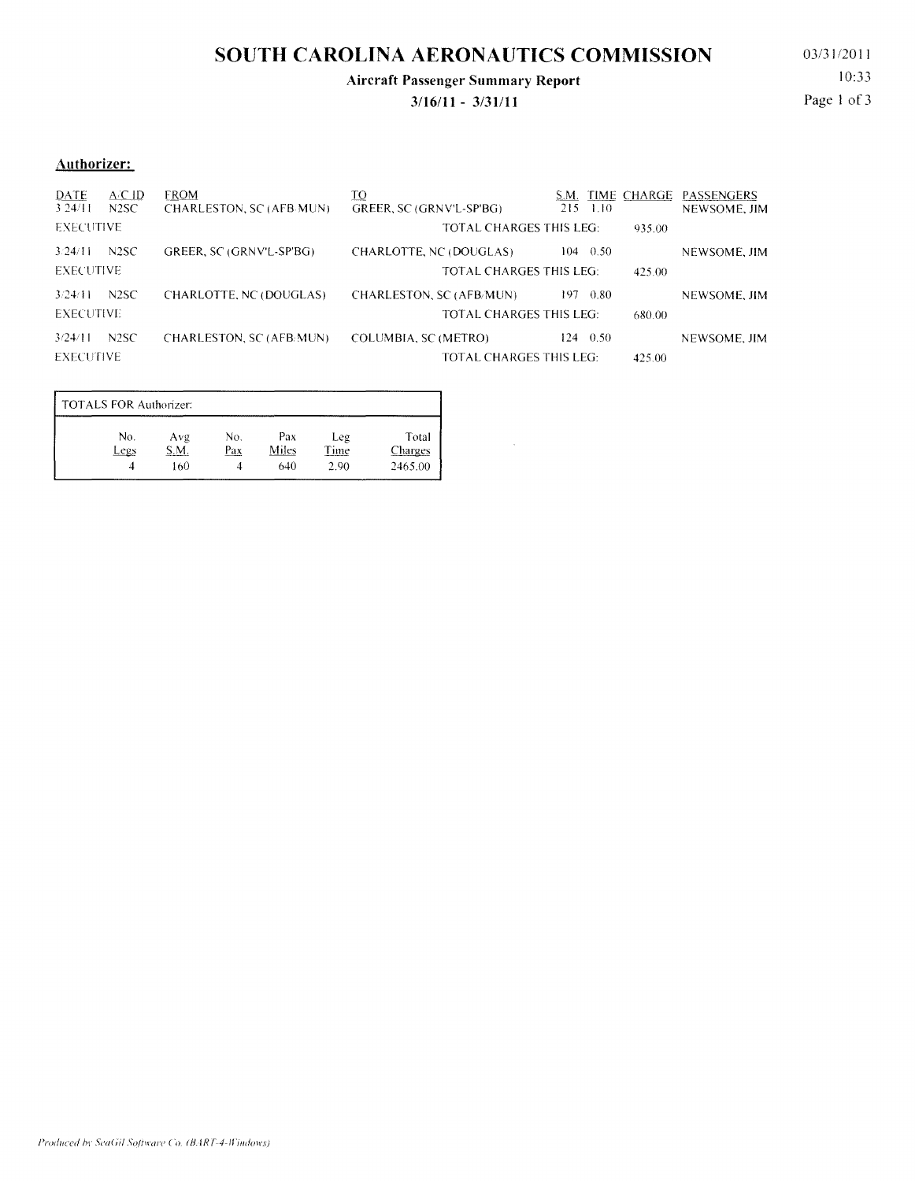# SOUTH CAROLINA AERONAUTICS COMMISSION

**Aircraft Passenger Summary Report**

**3/16/11 - 3/31/11**

03/31/2011
10:33

## Authorizer:

| DATE | A/C ID | FROM | TO | S.M. | TIME | CHARGE | PASSENGERS |
|---|---|---|---|---|---|---|---|
| 3/24/11 | N2SC | CHARLESTON, SC (AFB/MUN) | GREER, SC (GRNV'L-SP'BG) | 215 | 1.10 | | NEWSOME, JIM |
| EXECUTIVE | | | TOTAL CHARGES THIS LEG: | | | 935.00 | |
| 3/24/11 | N2SC | GREER, SC (GRNV'L-SP'BG) | CHARLOTTE, NC (DOUGLAS) | 104 | 0.50 | | NEWSOME, JIM |
| EXECUTIVE | | | TOTAL CHARGES THIS LEG: | | | 425.00 | |
| 3/24/11 | N2SC | CHARLOTTE, NC (DOUGLAS) | CHARLESTON, SC (AFB/MUN) | 197 | 0.80 | | NEWSOME, JIM |
| EXECUTIVE | | | TOTAL CHARGES THIS LEG: | | | 680.00 | |
| 3/24/11 | N2SC | CHARLESTON, SC (AFB/MUN) | COLUMBIA, SC (METRO) | 124 | 0.50 | | NEWSOME, JIM |
| EXECUTIVE | | | TOTAL CHARGES THIS LEG: | | | 425.00 | |

| TOTALS FOR Authorizer: | | | | | |
|---|---|---|---|---|---|
| No. Legs | Avg S.M. | No. Pax | Pax Miles | Leg Time | Total Charges |
| 4 | 160 | 4 | 640 | 2.90 | 2465.00 |

*Produced by SeaGil Software Co. (BART-4-Windows)*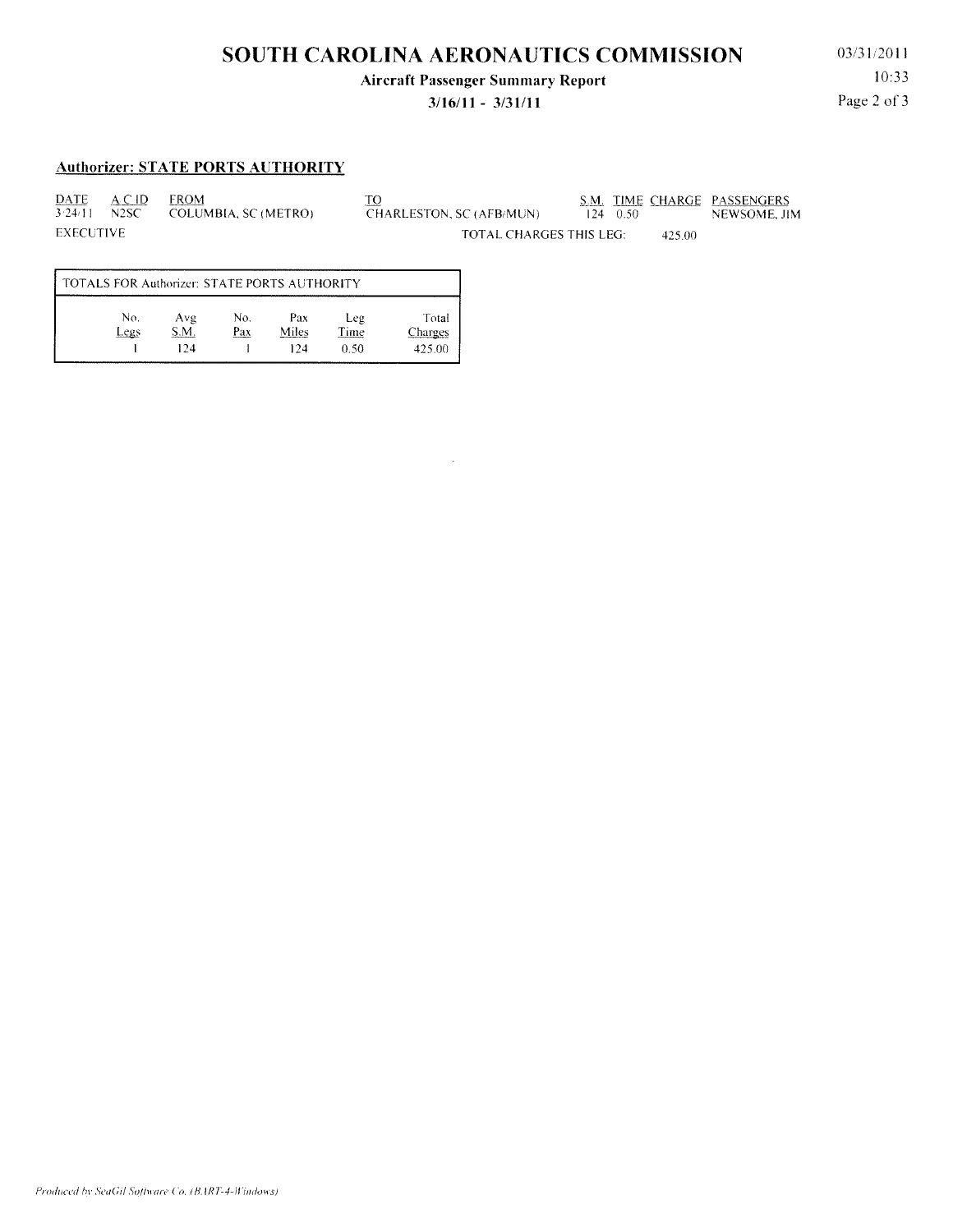# SOUTH CAROLINA AERONAUTICS COMMISSION

**Aircraft Passenger Summary Report**

**3/16/11 - 3/31/11**

03/31/2011
10:33

## Authorizer: STATE PORTS AUTHORITY

| DATE | A C ID | FROM | TO | S.M. | TIME | CHARGE | PASSENGERS |
|---|---|---|---|---|---|---|---|
| 3/24/11 | N2SC | COLUMBIA, SC (METRO) | CHARLESTON, SC (AFB/MUN) | 124 | 0.50 | | NEWSOME, JIM |

EXECUTIVE — TOTAL CHARGES THIS LEG: 425.00

| TOTALS FOR Authorizer: STATE PORTS AUTHORITY | | | | | |
|---|---|---|---|---|---|
| No. Legs | Avg S.M. | No. Pax | Pax Miles | Leg Time | Total Charges |
| 1 | 124 | 1 | 124 | 0.50 | 425.00 |

*Produced by SeaGil Software Co. (BART-4-Windows)*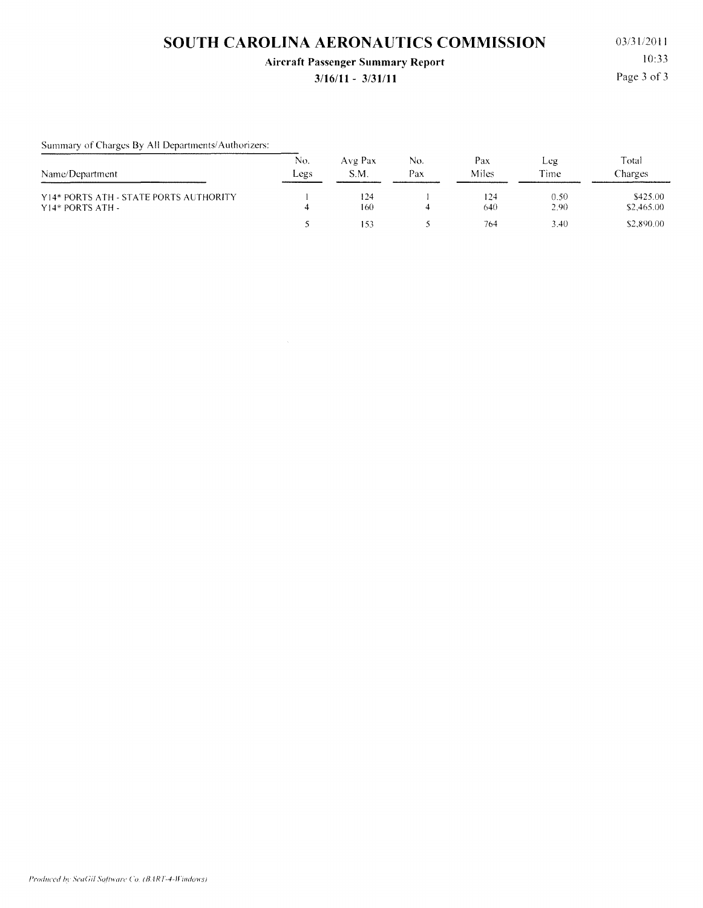# SOUTH CAROLINA AERONAUTICS COMMISSION

03/31/2011
10:33

**Aircraft Passenger Summary Report**

**3/16/11 - 3/31/11**

Summary of Charges By All Departments/Authorizers:

| Name/Department | No. Legs | Avg Pax S.M. | No. Pax | Pax Miles | Leg Time | Total Charges |
|---|---|---|---|---|---|---|
| Y14* PORTS ATH - STATE PORTS AUTHORITY | 1 | 124 | 1 | 124 | 0.50 | $425.00 |
| Y14* PORTS ATH - | 4 | 160 | 4 | 640 | 2.90 | $2,465.00 |
| | 5 | 153 | 5 | 764 | 3.40 | $2,890.00 |

*Produced by SeaGil Software Co. (BART-4-Windows)*